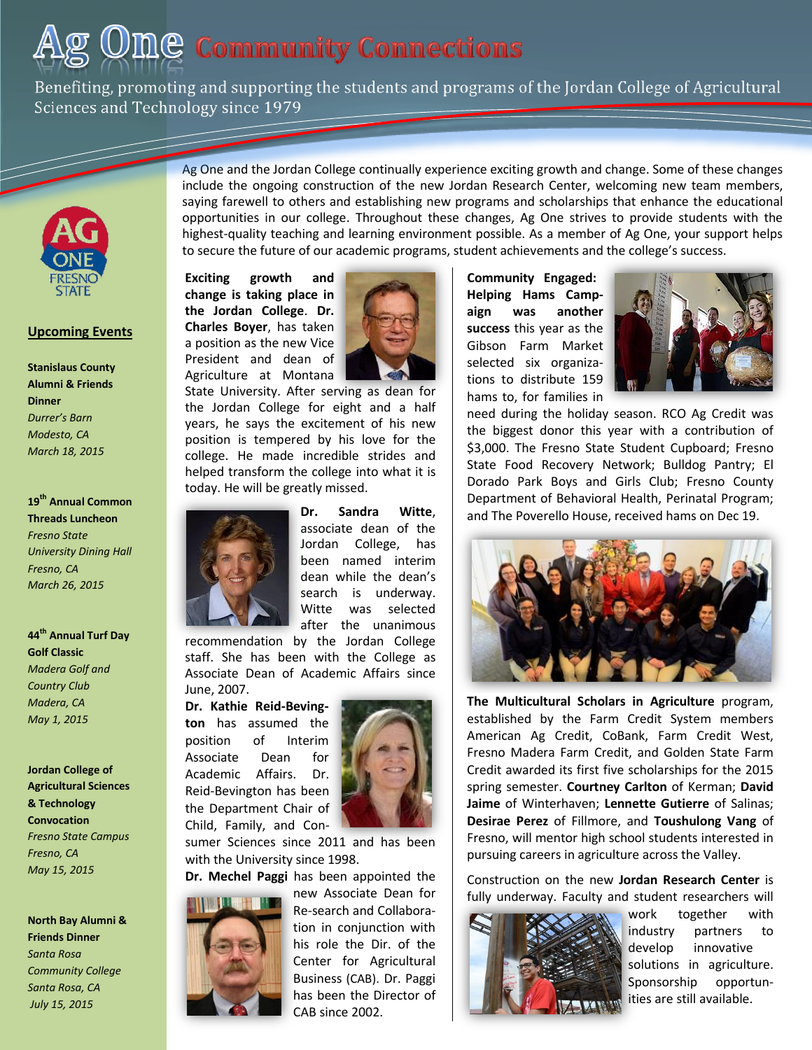# Ag One Community Connections

Benefiting, promoting and supporting the students and programs of the Jordan College of Agricultural Sciences and Technology since 1979

Ag One and the Jordan College continually experience exciting growth and change. Some of these changes include the ongoing construction of the new Jordan Research Center, welcoming new team members, saying farewell to others and establishing new programs and scholarships that enhance the educational opportunities in our college. Throughout these changes, Ag One strives to provide students with the highest-quality teaching and learning environment possible. As a member of Ag One, your support helps to secure the future of our academic programs, student achievements and the college's success.

**Exciting growth and change is taking place in the Jordan College. Dr. Charles Boyer**, has taken a position as the new Vice President and dean of Agriculture at Montana State University. After serving as dean for the Jordan College for eight and a half years, he says the excitement of his new position is tempered by his love for the college. He made incredible strides and helped transform the college into what it is today. He will be greatly missed.

**Dr. Sandra Witte**, associate dean of the Jordan College, has been named interim dean while the dean's search is underway. Witte was selected after the unanimous recommendation by the Jordan College staff. She has been with the College as Associate Dean of Academic Affairs since June, 2007.

**Dr. Kathie Reid-Bevington** has assumed the position of Interim Associate Dean for Academic Affairs. Dr. Reid-Bevington has been the Department Chair of Child, Family, and Consumer Sciences since 2011 and has been with the University since 1998.

**Dr. Mechel Paggi** has been appointed the new Associate Dean for Re-search and Collaboration in conjunction with his role the Dir. of the Center for Agricultural Business (CAB). Dr. Paggi has been the Director of CAB since 2002.

**Community Engaged: Helping Hams Campaign was another success** this year as the Gibson Farm Market selected six organizations to distribute 159 hams to, for families in need during the holiday season. RCO Ag Credit was the biggest donor this year with a contribution of $3,000. The Fresno State Student Cupboard; Fresno State Food Recovery Network; Bulldog Pantry; El Dorado Park Boys and Girls Club; Fresno County Department of Behavioral Health, Perinatal Program; and The Poverello House, received hams on Dec 19.

**The Multicultural Scholars in Agriculture** program, established by the Farm Credit System members American Ag Credit, CoBank, Farm Credit West, Fresno Madera Farm Credit, and Golden State Farm Credit awarded its first five scholarships for the 2015 spring semester. **Courtney Carlton** of Kerman; **David Jaime** of Winterhaven; **Lennette Gutierre** of Salinas; **Desirae Perez** of Fillmore, and **Toushulong Vang** of Fresno, will mentor high school students interested in pursuing careers in agriculture across the Valley.

Construction on the new **Jordan Research Center** is fully underway. Faculty and student researchers will work together with industry partners to develop innovative solutions in agriculture. Sponsorship opportunities are still available.

## Upcoming Events

**Stanislaus County Alumni & Friends Dinner**
*Durrer's Barn*
*Modesto, CA*
*March 18, 2015*

**19th Annual Common Threads Luncheon**
*Fresno State University Dining Hall*
*Fresno, CA*
*March 26, 2015*

**44th Annual Turf Day Golf Classic**
*Madera Golf and Country Club*
*Madera, CA*
*May 1, 2015*

**Jordan College of Agricultural Sciences & Technology Convocation**
*Fresno State Campus*
*Fresno, CA*
*May 15, 2015*

**North Bay Alumni & Friends Dinner**
*Santa Rosa Community College*
*Santa Rosa, CA*
*July 15, 2015*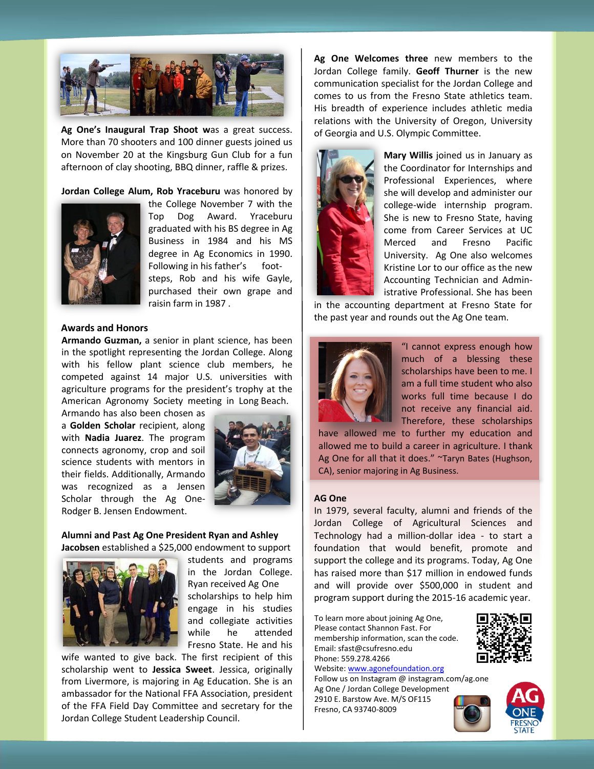**Ag One's Inaugural Trap Shoot w**as a great success. More than 70 shooters and 100 dinner guests joined us on November 20 at the Kingsburg Gun Club for a fun afternoon of clay shooting, BBQ dinner, raffle & prizes.

**Jordan College Alum, Rob Yraceburu** was honored by the College November 7 with the Top Dog Award. Yraceburu graduated with his BS degree in Ag Business in 1984 and his MS degree in Ag Economics in 1990. Following in his father's footsteps, Rob and his wife Gayle, purchased their own grape and raisin farm in 1987 .

**Awards and Honors**

**Armando Guzman,** a senior in plant science, has been in the spotlight representing the Jordan College. Along with his fellow plant science club members, he competed against 14 major U.S. universities with agriculture programs for the president's trophy at the American Agronomy Society meeting in Long Beach. Armando has also been chosen as a **Golden Scholar** recipient, along with **Nadia Juarez**. The program connects agronomy, crop and soil science students with mentors in their fields. Additionally, Armando was recognized as a Jensen Scholar through the Ag One-Rodger B. Jensen Endowment.

**Alumni and Past Ag One President Ryan and Ashley Jacobsen** established a $25,000 endowment to support students and programs in the Jordan College. Ryan received Ag One scholarships to help him engage in his studies and collegiate activities while he attended Fresno State. He and his wife wanted to give back. The first recipient of this scholarship went to **Jessica Sweet**. Jessica, originally from Livermore, is majoring in Ag Education. She is an ambassador for the National FFA Association, president of the FFA Field Day Committee and secretary for the Jordan College Student Leadership Council.

**Ag One Welcomes three** new members to the Jordan College family. **Geoff Thurner** is the new communication specialist for the Jordan College and comes to us from the Fresno State athletics team. His breadth of experience includes athletic media relations with the University of Oregon, University of Georgia and U.S. Olympic Committee.

**Mary Willis** joined us in January as the Coordinator for Internships and Professional Experiences, where she will develop and administer our college-wide internship program. She is new to Fresno State, having come from Career Services at UC Merced and Fresno Pacific University. Ag One also welcomes Kristine Lor to our office as the new Accounting Technician and Administrative Professional. She has been in the accounting department at Fresno State for the past year and rounds out the Ag One team.

"I cannot express enough how much of a blessing these scholarships have been to me. I am a full time student who also works full time because I do not receive any financial aid. Therefore, these scholarships have allowed me to further my education and allowed me to build a career in agriculture. I thank Ag One for all that it does." ~Taryn Bates (Hughson, CA), senior majoring in Ag Business.

**AG One**

In 1979, several faculty, alumni and friends of the Jordan College of Agricultural Sciences and Technology had a million-dollar idea - to start a foundation that would benefit, promote and support the college and its programs. Today, Ag One has raised more than $17 million in endowed funds and will provide over $500,000 in student and program support during the 2015-16 academic year.

To learn more about joining Ag One,
Please contact Shannon Fast. For membership information, scan the code.
Email: sfast@csufresno.edu
Phone: 559.278.4266
Website: www.agonefoundation.org
Follow us on Instagram @ instagram.com/ag.one
Ag One / Jordan College Development
2910 E. Barstow Ave. M/S OF115
Fresno, CA 93740-8009

AG ONE FRESNO STATE